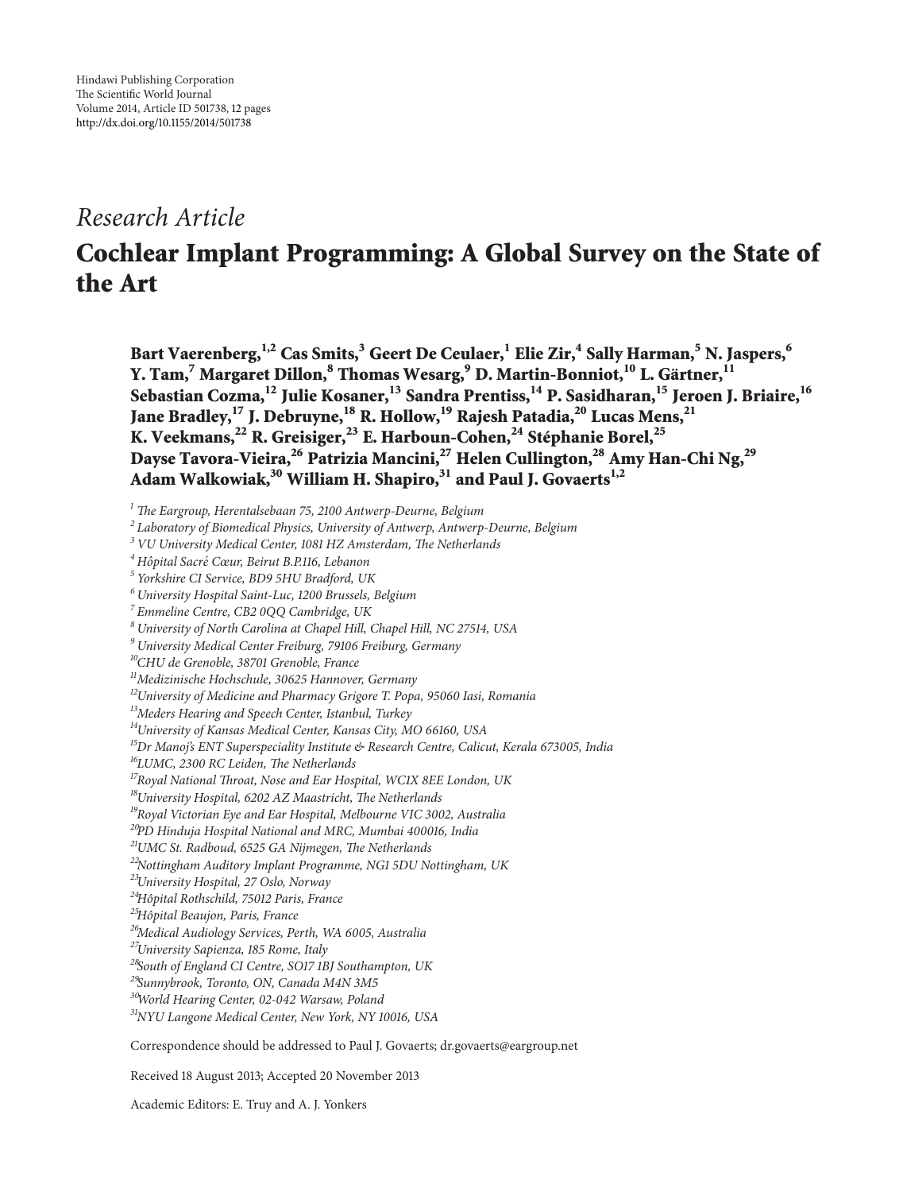Hindawi Publishing Corporation
The Scientific World Journal
Volume 2014, Article ID 501738, 12 pages
http://dx.doi.org/10.1155/2014/501738

*Research Article*

# Cochlear Implant Programming: A Global Survey on the State of the Art

**Bart Vaerenberg,[1,2] Cas Smits,[3] Geert De Ceulaer,[1] Elie Zir,[4] Sally Harman,[5] N. Jaspers,[6] Y. Tam,[7] Margaret Dillon,[8] Thomas Wesarg,[9] D. Martin-Bonniot,[10] L. Gärtner,[11] Sebastian Cozma,[12] Julie Kosaner,[13] Sandra Prentiss,[14] P. Sasidharan,[15] Jeroen J. Briaire,[16] Jane Bradley,[17] J. Debruyne,[18] R. Hollow,[19] Rajesh Patadia,[20] Lucas Mens,[21] K. Veekmans,[22] R. Greisiger,[23] E. Harboun-Cohen,[24] Stéphanie Borel,[25] Dayse Tavora-Vieira,[26] Patrizia Mancini,[27] Helen Cullington,[28] Amy Han-Chi Ng,[29] Adam Walkowiak,[30] William H. Shapiro,[31] and Paul J. Govaerts[1,2]**

[1] *The Eargroup, Herentalsebaan 75, 2100 Antwerp-Deurne, Belgium*
[2] *Laboratory of Biomedical Physics, University of Antwerp, Antwerp-Deurne, Belgium*
[3] *VU University Medical Center, 1081 HZ Amsterdam, The Netherlands*
[4] *Hôpital Sacré Cœur, Beirut B.P.116, Lebanon*
[5] *Yorkshire CI Service, BD9 5HU Bradford, UK*
[6] *University Hospital Saint-Luc, 1200 Brussels, Belgium*
[7] *Emmeline Centre, CB2 0QQ Cambridge, UK*
[8] *University of North Carolina at Chapel Hill, Chapel Hill, NC 27514, USA*
[9] *University Medical Center Freiburg, 79106 Freiburg, Germany*
[10] *CHU de Grenoble, 38701 Grenoble, France*
[11] *Medizinische Hochschule, 30625 Hannover, Germany*
[12] *University of Medicine and Pharmacy Grigore T. Popa, 95060 Iasi, Romania*
[13] *Meders Hearing and Speech Center, Istanbul, Turkey*
[14] *University of Kansas Medical Center, Kansas City, MO 66160, USA*
[15] *Dr Manoj's ENT Superspeciality Institute & Research Centre, Calicut, Kerala 673005, India*
[16] *LUMC, 2300 RC Leiden, The Netherlands*
[17] *Royal National Throat, Nose and Ear Hospital, WC1X 8EE London, UK*
[18] *University Hospital, 6202 AZ Maastricht, The Netherlands*
[19] *Royal Victorian Eye and Ear Hospital, Melbourne VIC 3002, Australia*
[20] *PD Hinduja Hospital National and MRC, Mumbai 400016, India*
[21] *UMC St. Radboud, 6525 GA Nijmegen, The Netherlands*
[22] *Nottingham Auditory Implant Programme, NG1 5DU Nottingham, UK*
[23] *University Hospital, 27 Oslo, Norway*
[24] *Hôpital Rothschild, 75012 Paris, France*
[25] *Hôpital Beaujon, Paris, France*
[26] *Medical Audiology Services, Perth, WA 6005, Australia*
[27] *University Sapienza, 185 Rome, Italy*
[28] *South of England CI Centre, SO17 1BJ Southampton, UK*
[29] *Sunnybrook, Toronto, ON, Canada M4N 3M5*
[30] *World Hearing Center, 02-042 Warsaw, Poland*
[31] *NYU Langone Medical Center, New York, NY 10016, USA*

Correspondence should be addressed to Paul J. Govaerts; dr.govaerts@eargroup.net

Received 18 August 2013; Accepted 20 November 2013

Academic Editors: E. Truy and A. J. Yonkers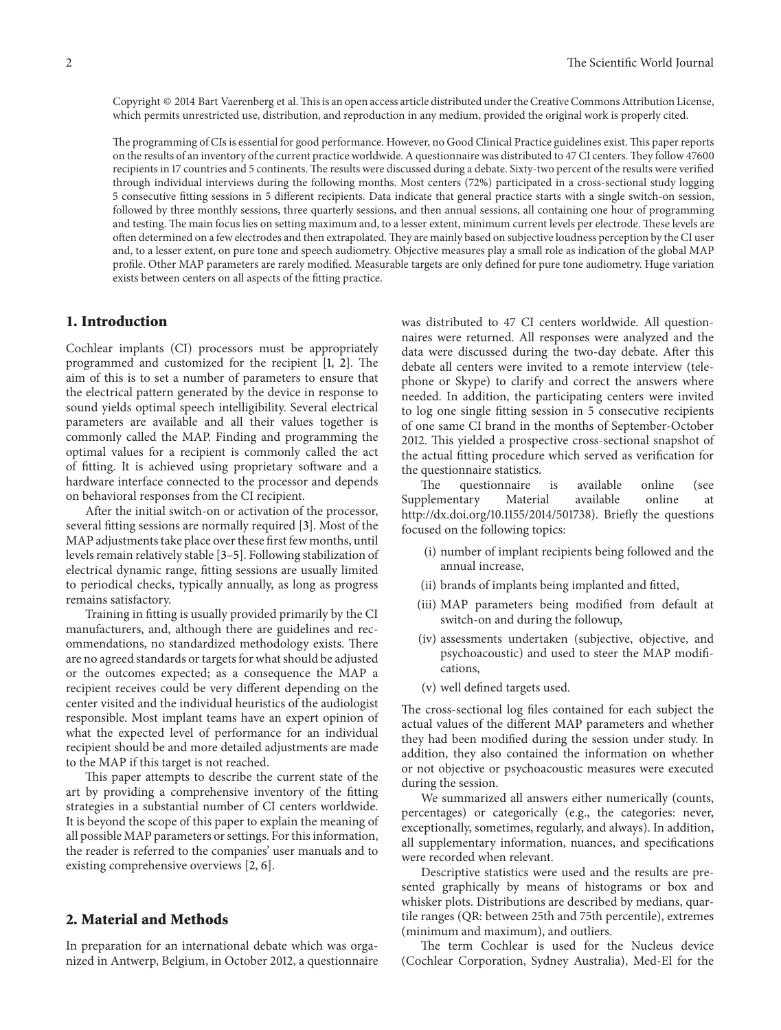Copyright © 2014 Bart Vaerenberg et al. This is an open access article distributed under the Creative Commons Attribution License, which permits unrestricted use, distribution, and reproduction in any medium, provided the original work is properly cited.

The programming of CIs is essential for good performance. However, no Good Clinical Practice guidelines exist. This paper reports on the results of an inventory of the current practice worldwide. A questionnaire was distributed to 47 CI centers. They follow 47600 recipients in 17 countries and 5 continents. The results were discussed during a debate. Sixty-two percent of the results were verified through individual interviews during the following months. Most centers (72%) participated in a cross-sectional study logging 5 consecutive fitting sessions in 5 different recipients. Data indicate that general practice starts with a single switch-on session, followed by three monthly sessions, three quarterly sessions, and then annual sessions, all containing one hour of programming and testing. The main focus lies on setting maximum and, to a lesser extent, minimum current levels per electrode. These levels are often determined on a few electrodes and then extrapolated. They are mainly based on subjective loudness perception by the CI user and, to a lesser extent, on pure tone and speech audiometry. Objective measures play a small role as indication of the global MAP profile. Other MAP parameters are rarely modified. Measurable targets are only defined for pure tone audiometry. Huge variation exists between centers on all aspects of the fitting practice.

## 1. Introduction

Cochlear implants (CI) processors must be appropriately programmed and customized for the recipient [1, 2]. The aim of this is to set a number of parameters to ensure that the electrical pattern generated by the device in response to sound yields optimal speech intelligibility. Several electrical parameters are available and all their values together is commonly called the MAP. Finding and programming the optimal values for a recipient is commonly called the act of fitting. It is achieved using proprietary software and a hardware interface connected to the processor and depends on behavioral responses from the CI recipient.

After the initial switch-on or activation of the processor, several fitting sessions are normally required [3]. Most of the MAP adjustments take place over these first few months, until levels remain relatively stable [3–5]. Following stabilization of electrical dynamic range, fitting sessions are usually limited to periodical checks, typically annually, as long as progress remains satisfactory.

Training in fitting is usually provided primarily by the CI manufacturers, and, although there are guidelines and recommendations, no standardized methodology exists. There are no agreed standards or targets for what should be adjusted or the outcomes expected; as a consequence the MAP a recipient receives could be very different depending on the center visited and the individual heuristics of the audiologist responsible. Most implant teams have an expert opinion of what the expected level of performance for an individual recipient should be and more detailed adjustments are made to the MAP if this target is not reached.

This paper attempts to describe the current state of the art by providing a comprehensive inventory of the fitting strategies in a substantial number of CI centers worldwide. It is beyond the scope of this paper to explain the meaning of all possible MAP parameters or settings. For this information, the reader is referred to the companies' user manuals and to existing comprehensive overviews [2, 6].

## 2. Material and Methods

In preparation for an international debate which was organized in Antwerp, Belgium, in October 2012, a questionnaire was distributed to 47 CI centers worldwide. All questionnaires were returned. All responses were analyzed and the data were discussed during the two-day debate. After this debate all centers were invited to a remote interview (telephone or Skype) to clarify and correct the answers where needed. In addition, the participating centers were invited to log one single fitting session in 5 consecutive recipients of one same CI brand in the months of September-October 2012. This yielded a prospective cross-sectional snapshot of the actual fitting procedure which served as verification for the questionnaire statistics.

The questionnaire is available online (see Supplementary Material available online at http://dx.doi.org/10.1155/2014/501738). Briefly the questions focused on the following topics:

(i) number of implant recipients being followed and the annual increase,

(ii) brands of implants being implanted and fitted,

(iii) MAP parameters being modified from default at switch-on and during the followup,

(iv) assessments undertaken (subjective, objective, and psychoacoustic) and used to steer the MAP modifications,

(v) well defined targets used.

The cross-sectional log files contained for each subject the actual values of the different MAP parameters and whether they had been modified during the session under study. In addition, they also contained the information on whether or not objective or psychoacoustic measures were executed during the session.

We summarized all answers either numerically (counts, percentages) or categorically (e.g., the categories: never, exceptionally, sometimes, regularly, and always). In addition, all supplementary information, nuances, and specifications were recorded when relevant.

Descriptive statistics were used and the results are presented graphically by means of histograms or box and whisker plots. Distributions are described by medians, quartile ranges (QR: between 25th and 75th percentile), extremes (minimum and maximum), and outliers.

The term Cochlear is used for the Nucleus device (Cochlear Corporation, Sydney Australia), Med-El for the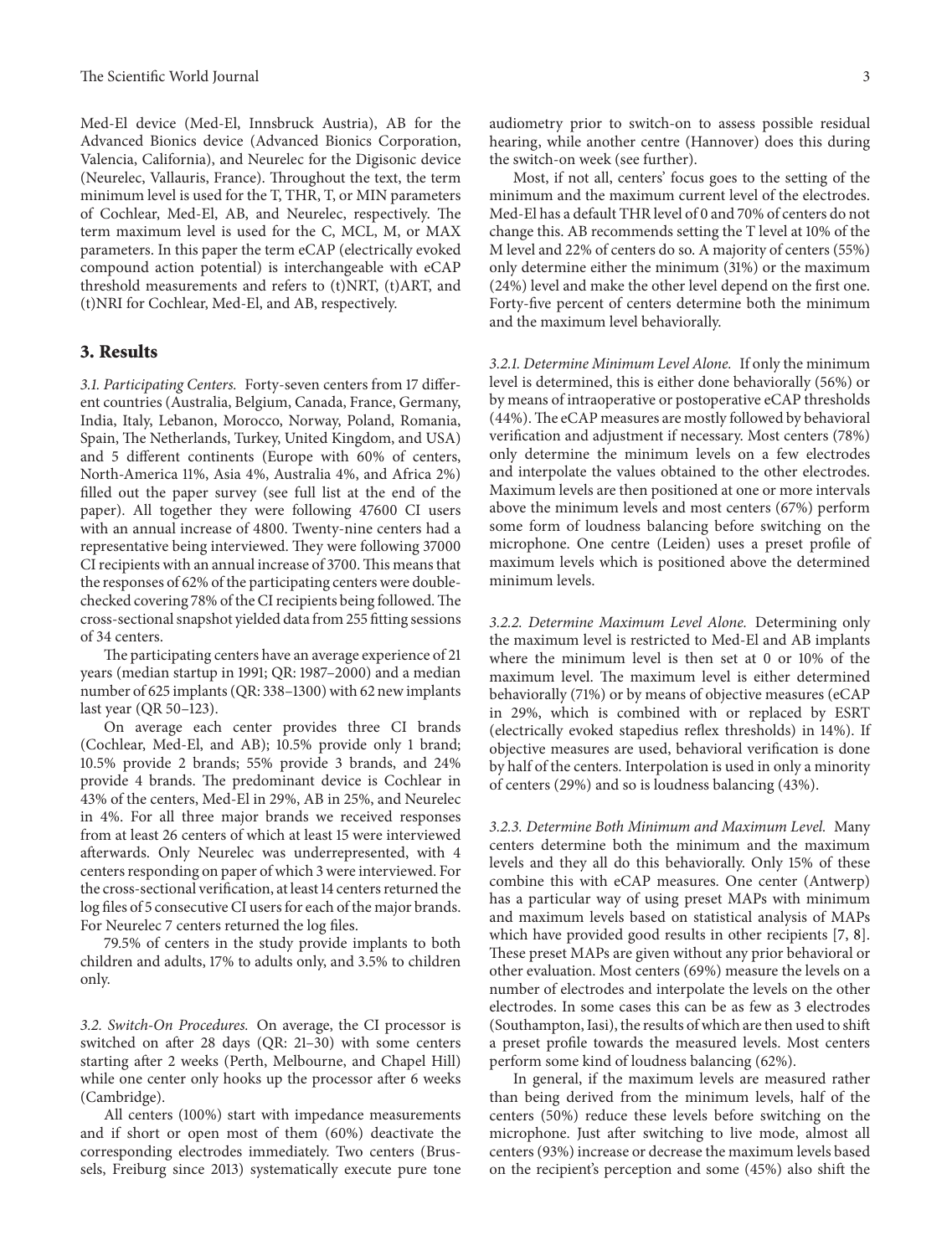Med-El device (Med-El, Innsbruck Austria), AB for the Advanced Bionics device (Advanced Bionics Corporation, Valencia, California), and Neurelec for the Digisonic device (Neurelec, Vallauris, France). Throughout the text, the term minimum level is used for the T, THR, T, or MIN parameters of Cochlear, Med-El, AB, and Neurelec, respectively. The term maximum level is used for the C, MCL, M, or MAX parameters. In this paper the term eCAP (electrically evoked compound action potential) is interchangeable with eCAP threshold measurements and refers to (t)NRT, (t)ART, and (t)NRI for Cochlear, Med-El, and AB, respectively.

## 3. Results

*3.1. Participating Centers.* Forty-seven centers from 17 different countries (Australia, Belgium, Canada, France, Germany, India, Italy, Lebanon, Morocco, Norway, Poland, Romania, Spain, The Netherlands, Turkey, United Kingdom, and USA) and 5 different continents (Europe with 60% of centers, North-America 11%, Asia 4%, Australia 4%, and Africa 2%) filled out the paper survey (see full list at the end of the paper). All together they were following 47600 CI users with an annual increase of 4800. Twenty-nine centers had a representative being interviewed. They were following 37000 CI recipients with an annual increase of 3700. This means that the responses of 62% of the participating centers were double-checked covering 78% of the CI recipients being followed. The cross-sectional snapshot yielded data from 255 fitting sessions of 34 centers.

The participating centers have an average experience of 21 years (median startup in 1991; QR: 1987–2000) and a median number of 625 implants (QR: 338–1300) with 62 new implants last year (QR 50–123).

On average each center provides three CI brands (Cochlear, Med-El, and AB); 10.5% provide only 1 brand; 10.5% provide 2 brands; 55% provide 3 brands, and 24% provide 4 brands. The predominant device is Cochlear in 43% of the centers, Med-El in 29%, AB in 25%, and Neurelec in 4%. For all three major brands we received responses from at least 26 centers of which at least 15 were interviewed afterwards. Only Neurelec was underrepresented, with 4 centers responding on paper of which 3 were interviewed. For the cross-sectional verification, at least 14 centers returned the log files of 5 consecutive CI users for each of the major brands. For Neurelec 7 centers returned the log files.

79.5% of centers in the study provide implants to both children and adults, 17% to adults only, and 3.5% to children only.

*3.2. Switch-On Procedures.* On average, the CI processor is switched on after 28 days (QR: 21–30) with some centers starting after 2 weeks (Perth, Melbourne, and Chapel Hill) while one center only hooks up the processor after 6 weeks (Cambridge).

All centers (100%) start with impedance measurements and if short or open most of them (60%) deactivate the corresponding electrodes immediately. Two centers (Brussels, Freiburg since 2013) systematically execute pure tone audiometry prior to switch-on to assess possible residual hearing, while another centre (Hannover) does this during the switch-on week (see further).

Most, if not all, centers' focus goes to the setting of the minimum and the maximum current level of the electrodes. Med-El has a default THR level of 0 and 70% of centers do not change this. AB recommends setting the T level at 10% of the M level and 22% of centers do so. A majority of centers (55%) only determine either the minimum (31%) or the maximum (24%) level and make the other level depend on the first one. Forty-five percent of centers determine both the minimum and the maximum level behaviorally.

*3.2.1. Determine Minimum Level Alone.* If only the minimum level is determined, this is either done behaviorally (56%) or by means of intraoperative or postoperative eCAP thresholds (44%). The eCAP measures are mostly followed by behavioral verification and adjustment if necessary. Most centers (78%) only determine the minimum levels on a few electrodes and interpolate the values obtained to the other electrodes. Maximum levels are then positioned at one or more intervals above the minimum levels and most centers (67%) perform some form of loudness balancing before switching on the microphone. One centre (Leiden) uses a preset profile of maximum levels which is positioned above the determined minimum levels.

*3.2.2. Determine Maximum Level Alone.* Determining only the maximum level is restricted to Med-El and AB implants where the minimum level is then set at 0 or 10% of the maximum level. The maximum level is either determined behaviorally (71%) or by means of objective measures (eCAP in 29%, which is combined with or replaced by ESRT (electrically evoked stapedius reflex thresholds) in 14%). If objective measures are used, behavioral verification is done by half of the centers. Interpolation is used in only a minority of centers (29%) and so is loudness balancing (43%).

*3.2.3. Determine Both Minimum and Maximum Level.* Many centers determine both the minimum and the maximum levels and they all do this behaviorally. Only 15% of these combine this with eCAP measures. One center (Antwerp) has a particular way of using preset MAPs with minimum and maximum levels based on statistical analysis of MAPs which have provided good results in other recipients [7, 8]. These preset MAPs are given without any prior behavioral or other evaluation. Most centers (69%) measure the levels on a number of electrodes and interpolate the levels on the other electrodes. In some cases this can be as few as 3 electrodes (Southampton, Iasi), the results of which are then used to shift a preset profile towards the measured levels. Most centers perform some kind of loudness balancing (62%).

In general, if the maximum levels are measured rather than being derived from the minimum levels, half of the centers (50%) reduce these levels before switching on the microphone. Just after switching to live mode, almost all centers (93%) increase or decrease the maximum levels based on the recipient's perception and some (45%) also shift the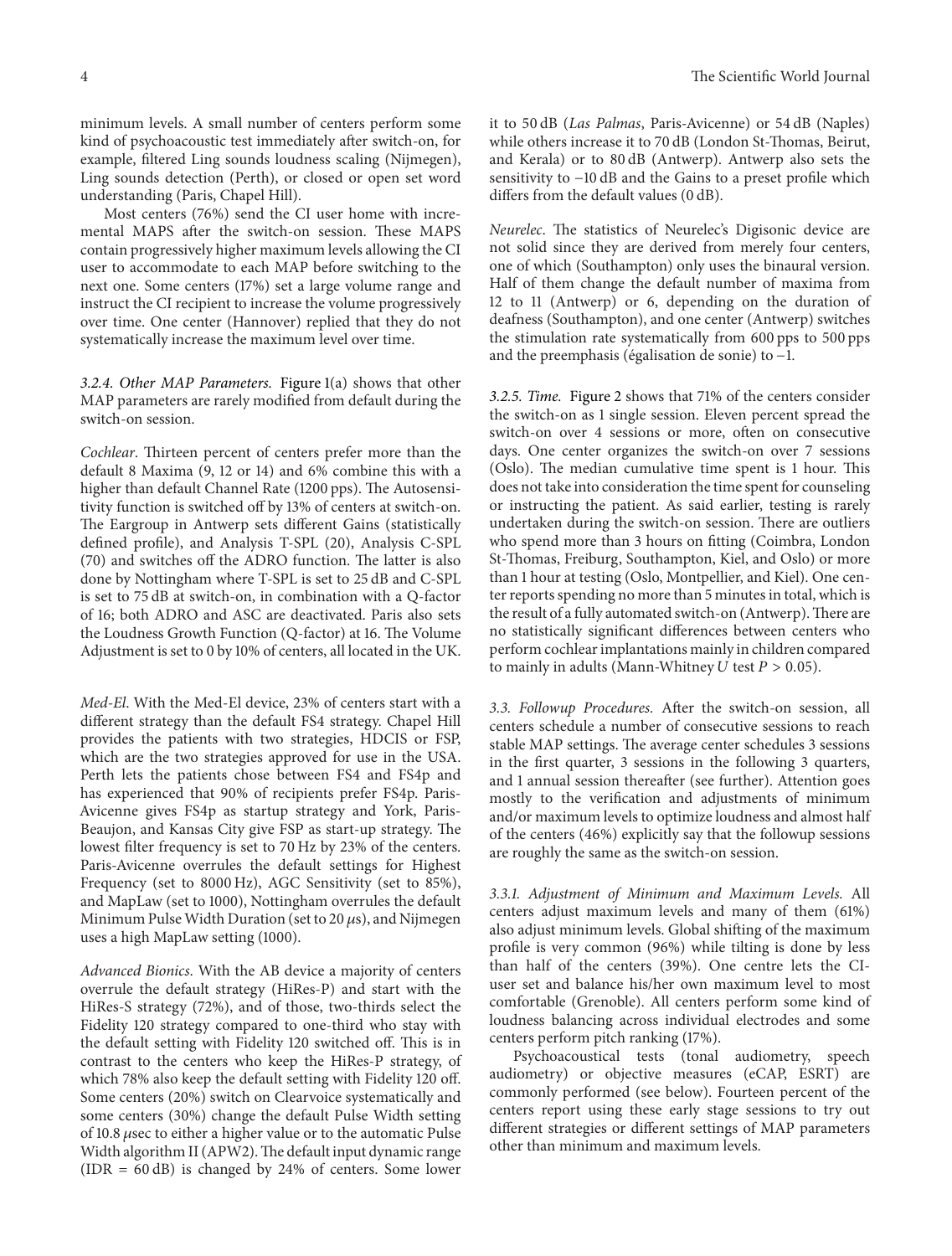minimum levels. A small number of centers perform some kind of psychoacoustic test immediately after switch-on, for example, filtered Ling sounds loudness scaling (Nijmegen), Ling sounds detection (Perth), or closed or open set word understanding (Paris, Chapel Hill).

Most centers (76%) send the CI user home with incremental MAPS after the switch-on session. These MAPS contain progressively higher maximum levels allowing the CI user to accommodate to each MAP before switching to the next one. Some centers (17%) set a large volume range and instruct the CI recipient to increase the volume progressively over time. One center (Hannover) replied that they do not systematically increase the maximum level over time.

*3.2.4. Other MAP Parameters.* Figure 1(a) shows that other MAP parameters are rarely modified from default during the switch-on session.

*Cochlear*. Thirteen percent of centers prefer more than the default 8 Maxima (9, 12 or 14) and 6% combine this with a higher than default Channel Rate (1200 pps). The Autosensitivity function is switched off by 13% of centers at switch-on. The Eargroup in Antwerp sets different Gains (statistically defined profile), and Analysis T-SPL (20), Analysis C-SPL (70) and switches off the ADRO function. The latter is also done by Nottingham where T-SPL is set to 25 dB and C-SPL is set to 75 dB at switch-on, in combination with a Q-factor of 16; both ADRO and ASC are deactivated. Paris also sets the Loudness Growth Function (Q-factor) at 16. The Volume Adjustment is set to 0 by 10% of centers, all located in the UK.

*Med-El*. With the Med-El device, 23% of centers start with a different strategy than the default FS4 strategy. Chapel Hill provides the patients with two strategies, HDCIS or FSP, which are the two strategies approved for use in the USA. Perth lets the patients chose between FS4 and FS4p and has experienced that 90% of recipients prefer FS4p. Paris-Avicenne gives FS4p as startup strategy and York, Paris-Beaujon, and Kansas City give FSP as start-up strategy. The lowest filter frequency is set to 70 Hz by 23% of the centers. Paris-Avicenne overrules the default settings for Highest Frequency (set to 8000 Hz), AGC Sensitivity (set to 85%), and MapLaw (set to 1000), Nottingham overrules the default Minimum Pulse Width Duration (set to 20 $\mu$s), and Nijmegen uses a high MapLaw setting (1000).

*Advanced Bionics*. With the AB device a majority of centers overrule the default strategy (HiRes-P) and start with the HiRes-S strategy (72%), and of those, two-thirds select the Fidelity 120 strategy compared to one-third who stay with the default setting with Fidelity 120 switched off. This is in contrast to the centers who keep the HiRes-P strategy, of which 78% also keep the default setting with Fidelity 120 off. Some centers (20%) switch on Clearvoice systematically and some centers (30%) change the default Pulse Width setting of 10.8 $\mu$sec to either a higher value or to the automatic Pulse Width algorithm II (APW2). The default input dynamic range (IDR = 60 dB) is changed by 24% of centers. Some lower it to 50 dB (*Las Palmas*, Paris-Avicenne) or 54 dB (Naples) while others increase it to 70 dB (London St-Thomas, Beirut, and Kerala) or to 80 dB (Antwerp). Antwerp also sets the sensitivity to −10 dB and the Gains to a preset profile which differs from the default values (0 dB).

*Neurelec*. The statistics of Neurelec's Digisonic device are not solid since they are derived from merely four centers, one of which (Southampton) only uses the binaural version. Half of them change the default number of maxima from 12 to 11 (Antwerp) or 6, depending on the duration of deafness (Southampton), and one center (Antwerp) switches the stimulation rate systematically from 600 pps to 500 pps and the preemphasis (égalisation de sonie) to −1.

*3.2.5. Time.* Figure 2 shows that 71% of the centers consider the switch-on as 1 single session. Eleven percent spread the switch-on over 4 sessions or more, often on consecutive days. One center organizes the switch-on over 7 sessions (Oslo). The median cumulative time spent is 1 hour. This does not take into consideration the time spent for counseling or instructing the patient. As said earlier, testing is rarely undertaken during the switch-on session. There are outliers who spend more than 3 hours on fitting (Coimbra, London St-Thomas, Freiburg, Southampton, Kiel, and Oslo) or more than 1 hour at testing (Oslo, Montpellier, and Kiel). One center reports spending no more than 5 minutes in total, which is the result of a fully automated switch-on (Antwerp). There are no statistically significant differences between centers who perform cochlear implantations mainly in children compared to mainly in adults (Mann-Whitney $U$ test $P > 0.05$).

*3.3. Followup Procedures.* After the switch-on session, all centers schedule a number of consecutive sessions to reach stable MAP settings. The average center schedules 3 sessions in the first quarter, 3 sessions in the following 3 quarters, and 1 annual session thereafter (see further). Attention goes mostly to the verification and adjustments of minimum and/or maximum levels to optimize loudness and almost half of the centers (46%) explicitly say that the followup sessions are roughly the same as the switch-on session.

*3.3.1. Adjustment of Minimum and Maximum Levels.* All centers adjust maximum levels and many of them (61%) also adjust minimum levels. Global shifting of the maximum profile is very common (96%) while tilting is done by less than half of the centers (39%). One centre lets the CI-user set and balance his/her own maximum level to most comfortable (Grenoble). All centers perform some kind of loudness balancing across individual electrodes and some centers perform pitch ranking (17%).

Psychoacoustical tests (tonal audiometry, speech audiometry) or objective measures (eCAP, ESRT) are commonly performed (see below). Fourteen percent of the centers report using these early stage sessions to try out different strategies or different settings of MAP parameters other than minimum and maximum levels.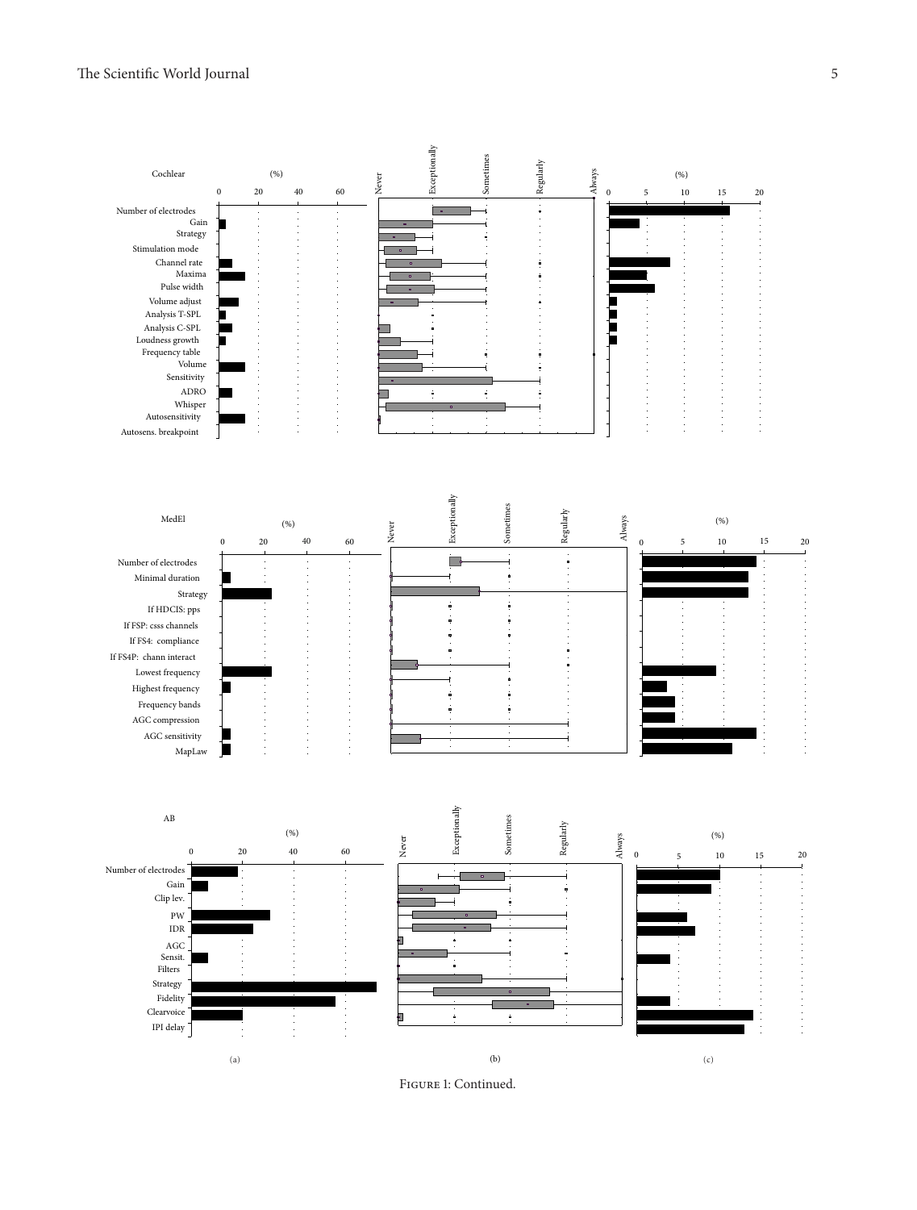Figure 1: Continued.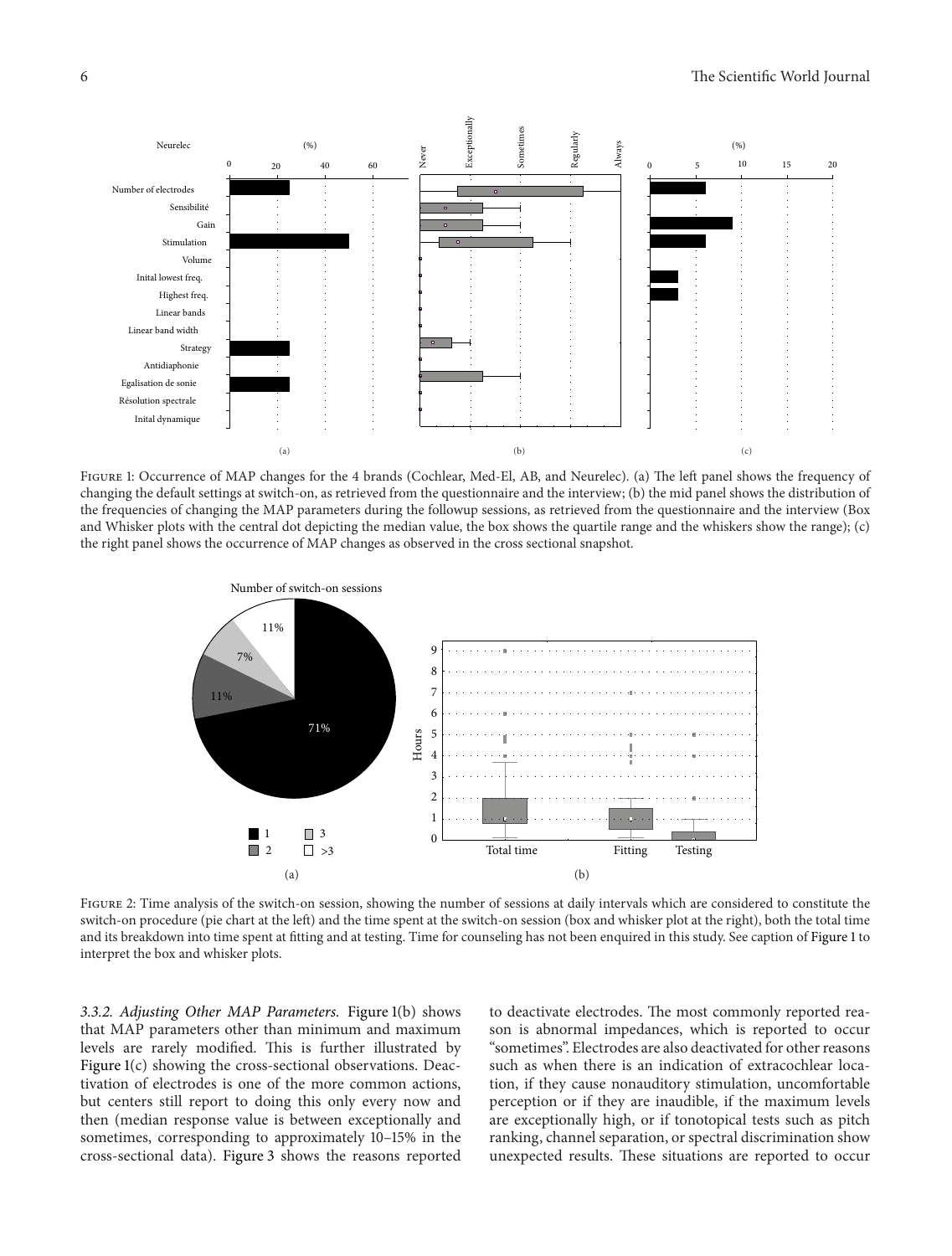Figure 1: Occurrence of MAP changes for the 4 brands (Cochlear, Med-El, AB, and Neurelec). (a) The left panel shows the frequency of changing the default settings at switch-on, as retrieved from the questionnaire and the interview; (b) the mid panel shows the distribution of the frequencies of changing the MAP parameters during the followup sessions, as retrieved from the questionnaire and the interview (Box and Whisker plots with the central dot depicting the median value, the box shows the quartile range and the whiskers show the range); (c) the right panel shows the occurrence of MAP changes as observed in the cross sectional snapshot.

Figure 2: Time analysis of the switch-on session, showing the number of sessions at daily intervals which are considered to constitute the switch-on procedure (pie chart at the left) and the time spent at the switch-on session (box and whisker plot at the right), both the total time and its breakdown into time spent at fitting and at testing. Time for counseling has not been enquired in this study. See caption of Figure 1 to interpret the box and whisker plots.

*3.3.2. Adjusting Other MAP Parameters.* Figure 1(b) shows that MAP parameters other than minimum and maximum levels are rarely modified. This is further illustrated by Figure 1(c) showing the cross-sectional observations. Deactivation of electrodes is one of the more common actions, but centers still report to doing this only every now and then (median response value is between exceptionally and sometimes, corresponding to approximately 10–15% in the cross-sectional data). Figure 3 shows the reasons reported to deactivate electrodes. The most commonly reported reason is abnormal impedances, which is reported to occur "sometimes". Electrodes are also deactivated for other reasons such as when there is an indication of extracochlear location, if they cause nonauditory stimulation, uncomfortable perception or if they are inaudible, if the maximum levels are exceptionally high, or if tonotopical tests such as pitch ranking, channel separation, or spectral discrimination show unexpected results. These situations are reported to occur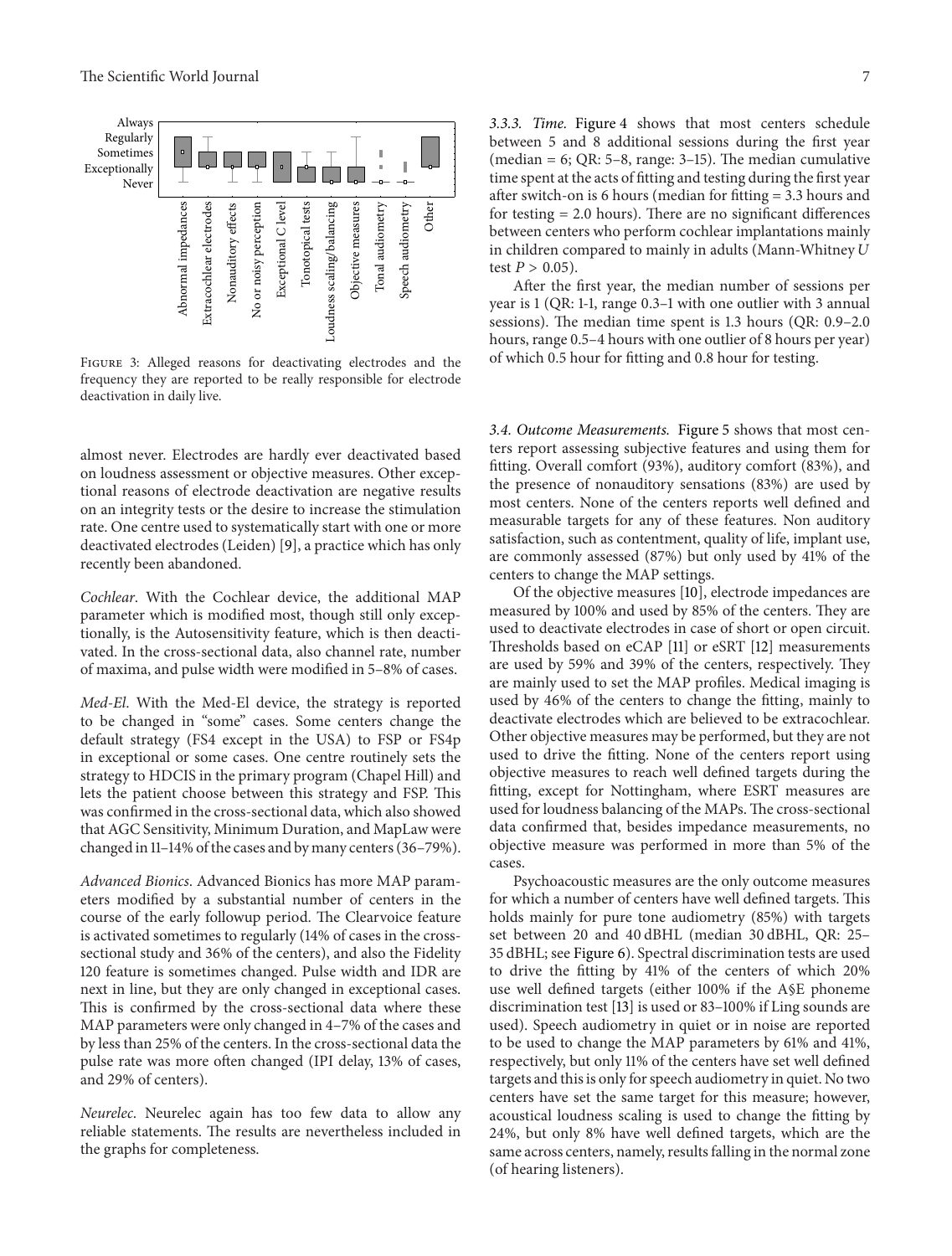Figure 3: Alleged reasons for deactivating electrodes and the frequency they are reported to be really responsible for electrode deactivation in daily live.

almost never. Electrodes are hardly ever deactivated based on loudness assessment or objective measures. Other exceptional reasons of electrode deactivation are negative results on an integrity tests or the desire to increase the stimulation rate. One centre used to systematically start with one or more deactivated electrodes (Leiden) [9], a practice which has only recently been abandoned.

*Cochlear*. With the Cochlear device, the additional MAP parameter which is modified most, though still only exceptionally, is the Autosensitivity feature, which is then deactivated. In the cross-sectional data, also channel rate, number of maxima, and pulse width were modified in 5–8% of cases.

*Med-El*. With the Med-El device, the strategy is reported to be changed in "some" cases. Some centers change the default strategy (FS4 except in the USA) to FSP or FS4p in exceptional or some cases. One centre routinely sets the strategy to HDCIS in the primary program (Chapel Hill) and lets the patient choose between this strategy and FSP. This was confirmed in the cross-sectional data, which also showed that AGC Sensitivity, Minimum Duration, and MapLaw were changed in 11–14% of the cases and by many centers (36–79%).

*Advanced Bionics*. Advanced Bionics has more MAP parameters modified by a substantial number of centers in the course of the early followup period. The Clearvoice feature is activated sometimes to regularly (14% of cases in the cross-sectional study and 36% of the centers), and also the Fidelity 120 feature is sometimes changed. Pulse width and IDR are next in line, but they are only changed in exceptional cases. This is confirmed by the cross-sectional data where these MAP parameters were only changed in 4–7% of the cases and by less than 25% of the centers. In the cross-sectional data the pulse rate was more often changed (IPI delay, 13% of cases, and 29% of centers).

*Neurelec*. Neurelec again has too few data to allow any reliable statements. The results are nevertheless included in the graphs for completeness.

#### 3.3.3. Time.

Figure 4 shows that most centers schedule between 5 and 8 additional sessions during the first year (median = 6; QR: 5–8, range: 3–15). The median cumulative time spent at the acts of fitting and testing during the first year after switch-on is 6 hours (median for fitting = 3.3 hours and for testing = 2.0 hours). There are no significant differences between centers who perform cochlear implantations mainly in children compared to mainly in adults (Mann-Whitney $U$ test $P > 0.05$).

After the first year, the median number of sessions per year is 1 (QR: 1-1, range 0.3–1 with one outlier with 3 annual sessions). The median time spent is 1.3 hours (QR: 0.9–2.0 hours, range 0.5–4 hours with one outlier of 8 hours per year) of which 0.5 hour for fitting and 0.8 hour for testing.

### 3.4. Outcome Measurements.

Figure 5 shows that most centers report assessing subjective features and using them for fitting. Overall comfort (93%), auditory comfort (83%), and the presence of nonauditory sensations (83%) are used by most centers. None of the centers reports well defined and measurable targets for any of these features. Non auditory satisfaction, such as contentment, quality of life, implant use, are commonly assessed (87%) but only used by 41% of the centers to change the MAP settings.

Of the objective measures [10], electrode impedances are measured by 100% and used by 85% of the centers. They are used to deactivate electrodes in case of short or open circuit. Thresholds based on eCAP [11] or eSRT [12] measurements are used by 59% and 39% of the centers, respectively. They are mainly used to set the MAP profiles. Medical imaging is used by 46% of the centers to change the fitting, mainly to deactivate electrodes which are believed to be extracochlear. Other objective measures may be performed, but they are not used to drive the fitting. None of the centers report using objective measures to reach well defined targets during the fitting, except for Nottingham, where ESRT measures are used for loudness balancing of the MAPs. The cross-sectional data confirmed that, besides impedance measurements, no objective measure was performed in more than 5% of the cases.

Psychoacoustic measures are the only outcome measures for which a number of centers have well defined targets. This holds mainly for pure tone audiometry (85%) with targets set between 20 and 40 dBHL (median 30 dBHL, QR: 25–35 dBHL; see Figure 6). Spectral discrimination tests are used to drive the fitting by 41% of the centers of which 20% use well defined targets (either 100% if the A§E phoneme discrimination test [13] is used or 83–100% if Ling sounds are used). Speech audiometry in quiet or in noise are reported to be used to change the MAP parameters by 61% and 41%, respectively, but only 11% of the centers have set well defined targets and this is only for speech audiometry in quiet. No two centers have set the same target for this measure; however, acoustical loudness scaling is used to change the fitting by 24%, but only 8% have well defined targets, which are the same across centers, namely, results falling in the normal zone (of hearing listeners).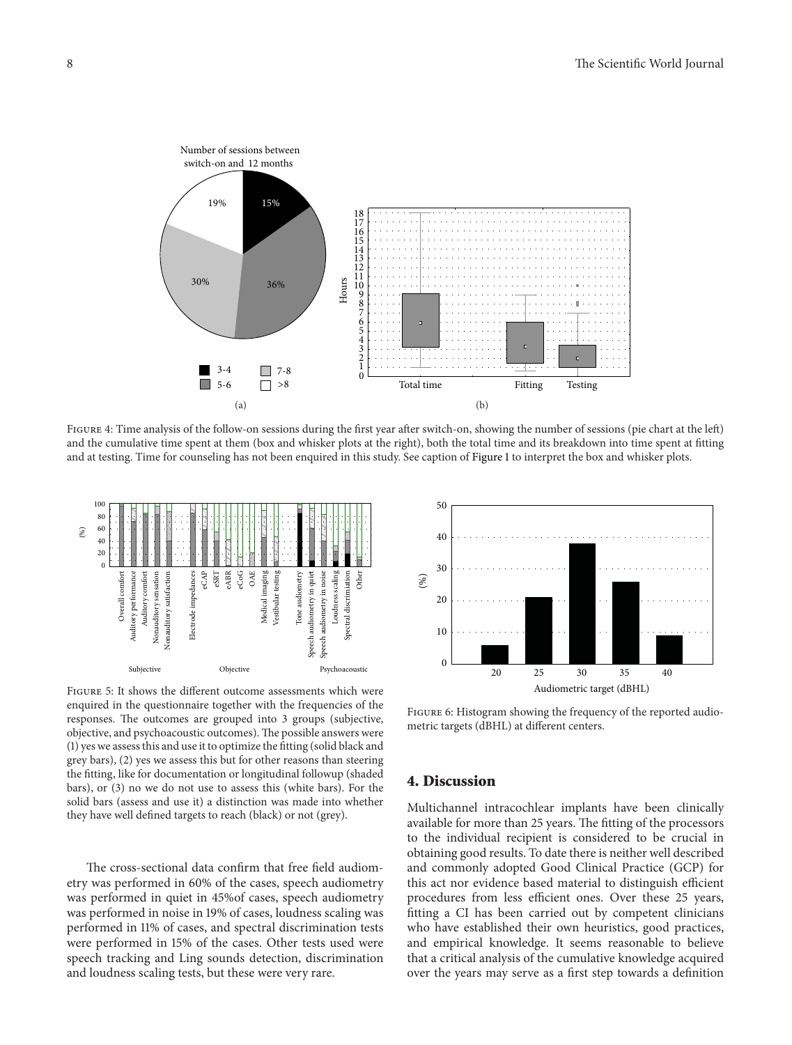Figure 4: Time analysis of the follow-on sessions during the first year after switch-on, showing the number of sessions (pie chart at the left) and the cumulative time spent at them (box and whisker plots at the right), both the total time and its breakdown into time spent at fitting and at testing. Time for counseling has not been enquired in this study. See caption of Figure 1 to interpret the box and whisker plots.

Figure 5: It shows the different outcome assessments which were enquired in the questionnaire together with the frequencies of the responses. The outcomes are grouped into 3 groups (subjective, objective, and psychoacoustic outcomes). The possible answers were (1) yes we assess this and use it to optimize the fitting (solid black and grey bars), (2) yes we assess this but for other reasons than steering the fitting, like for documentation or longitudinal followup (shaded bars), or (3) no we do not use to assess this (white bars). For the solid bars (assess and use it) a distinction was made into whether they have well defined targets to reach (black) or not (grey).

The cross-sectional data confirm that free field audiometry was performed in 60% of the cases, speech audiometry was performed in quiet in 45%of cases, speech audiometry was performed in noise in 19% of cases, loudness scaling was performed in 11% of cases, and spectral discrimination tests were performed in 15% of the cases. Other tests used were speech tracking and Ling sounds detection, discrimination and loudness scaling tests, but these were very rare.

Figure 6: Histogram showing the frequency of the reported audiometric targets (dBHL) at different centers.

## 4. Discussion

Multichannel intracochlear implants have been clinically available for more than 25 years. The fitting of the processors to the individual recipient is considered to be crucial in obtaining good results. To date there is neither well described and commonly adopted Good Clinical Practice (GCP) for this act nor evidence based material to distinguish efficient procedures from less efficient ones. Over these 25 years, fitting a CI has been carried out by competent clinicians who have established their own heuristics, good practices, and empirical knowledge. It seems reasonable to believe that a critical analysis of the cumulative knowledge acquired over the years may serve as a first step towards a definition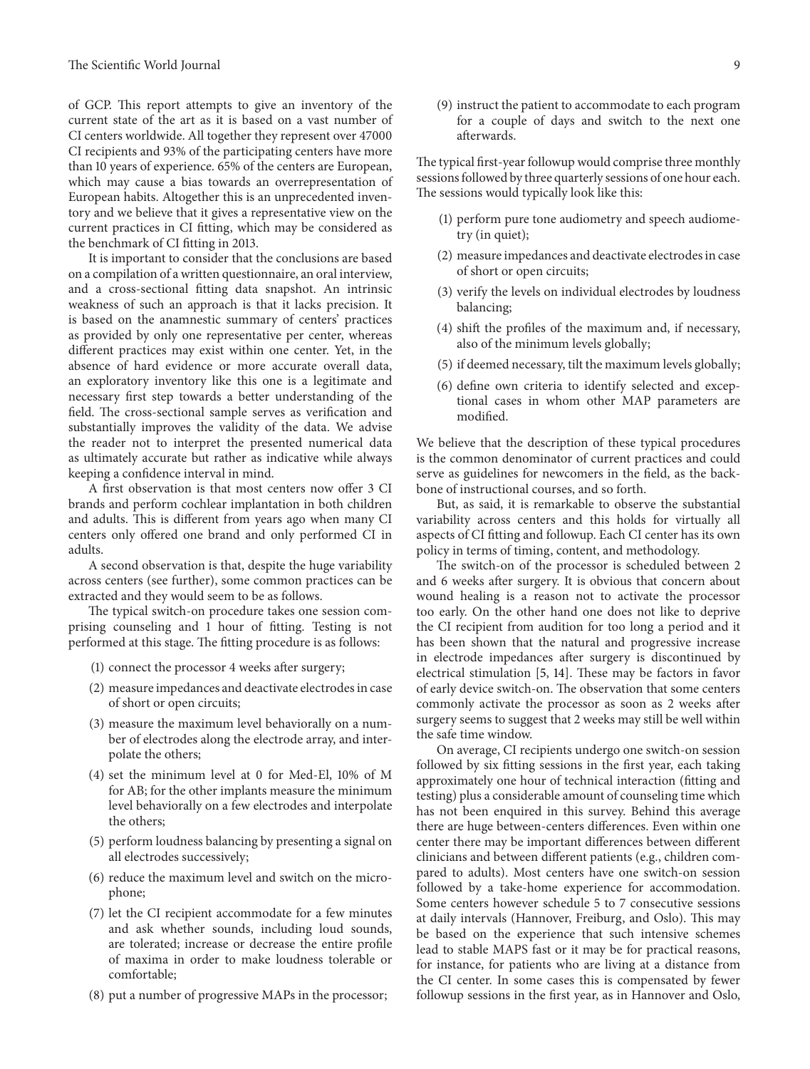of GCP. This report attempts to give an inventory of the current state of the art as it is based on a vast number of CI centers worldwide. All together they represent over 47000 CI recipients and 93% of the participating centers have more than 10 years of experience. 65% of the centers are European, which may cause a bias towards an overrepresentation of European habits. Altogether this is an unprecedented inventory and we believe that it gives a representative view on the current practices in CI fitting, which may be considered as the benchmark of CI fitting in 2013.

It is important to consider that the conclusions are based on a compilation of a written questionnaire, an oral interview, and a cross-sectional fitting data snapshot. An intrinsic weakness of such an approach is that it lacks precision. It is based on the anamnestic summary of centers' practices as provided by only one representative per center, whereas different practices may exist within one center. Yet, in the absence of hard evidence or more accurate overall data, an exploratory inventory like this one is a legitimate and necessary first step towards a better understanding of the field. The cross-sectional sample serves as verification and substantially improves the validity of the data. We advise the reader not to interpret the presented numerical data as ultimately accurate but rather as indicative while always keeping a confidence interval in mind.

A first observation is that most centers now offer 3 CI brands and perform cochlear implantation in both children and adults. This is different from years ago when many CI centers only offered one brand and only performed CI in adults.

A second observation is that, despite the huge variability across centers (see further), some common practices can be extracted and they would seem to be as follows.

The typical switch-on procedure takes one session comprising counseling and 1 hour of fitting. Testing is not performed at this stage. The fitting procedure is as follows:

(1) connect the processor 4 weeks after surgery;

(2) measure impedances and deactivate electrodes in case of short or open circuits;

(3) measure the maximum level behaviorally on a number of electrodes along the electrode array, and interpolate the others;

(4) set the minimum level at 0 for Med-El, 10% of M for AB; for the other implants measure the minimum level behaviorally on a few electrodes and interpolate the others;

(5) perform loudness balancing by presenting a signal on all electrodes successively;

(6) reduce the maximum level and switch on the microphone;

(7) let the CI recipient accommodate for a few minutes and ask whether sounds, including loud sounds, are tolerated; increase or decrease the entire profile of maxima in order to make loudness tolerable or comfortable;

(8) put a number of progressive MAPs in the processor;

(9) instruct the patient to accommodate to each program for a couple of days and switch to the next one afterwards.

The typical first-year followup would comprise three monthly sessions followed by three quarterly sessions of one hour each. The sessions would typically look like this:

(1) perform pure tone audiometry and speech audiometry (in quiet);

(2) measure impedances and deactivate electrodes in case of short or open circuits;

(3) verify the levels on individual electrodes by loudness balancing;

(4) shift the profiles of the maximum and, if necessary, also of the minimum levels globally;

(5) if deemed necessary, tilt the maximum levels globally;

(6) define own criteria to identify selected and exceptional cases in whom other MAP parameters are modified.

We believe that the description of these typical procedures is the common denominator of current practices and could serve as guidelines for newcomers in the field, as the backbone of instructional courses, and so forth.

But, as said, it is remarkable to observe the substantial variability across centers and this holds for virtually all aspects of CI fitting and followup. Each CI center has its own policy in terms of timing, content, and methodology.

The switch-on of the processor is scheduled between 2 and 6 weeks after surgery. It is obvious that concern about wound healing is a reason not to activate the processor too early. On the other hand one does not like to deprive the CI recipient from audition for too long a period and it has been shown that the natural and progressive increase in electrode impedances after surgery is discontinued by electrical stimulation [5, 14]. These may be factors in favor of early device switch-on. The observation that some centers commonly activate the processor as soon as 2 weeks after surgery seems to suggest that 2 weeks may still be well within the safe time window.

On average, CI recipients undergo one switch-on session followed by six fitting sessions in the first year, each taking approximately one hour of technical interaction (fitting and testing) plus a considerable amount of counseling time which has not been enquired in this survey. Behind this average there are huge between-centers differences. Even within one center there may be important differences between different clinicians and between different patients (e.g., children compared to adults). Most centers have one switch-on session followed by a take-home experience for accommodation. Some centers however schedule 5 to 7 consecutive sessions at daily intervals (Hannover, Freiburg, and Oslo). This may be based on the experience that such intensive schemes lead to stable MAPS fast or it may be for practical reasons, for instance, for patients who are living at a distance from the CI center. In some cases this is compensated by fewer followup sessions in the first year, as in Hannover and Oslo,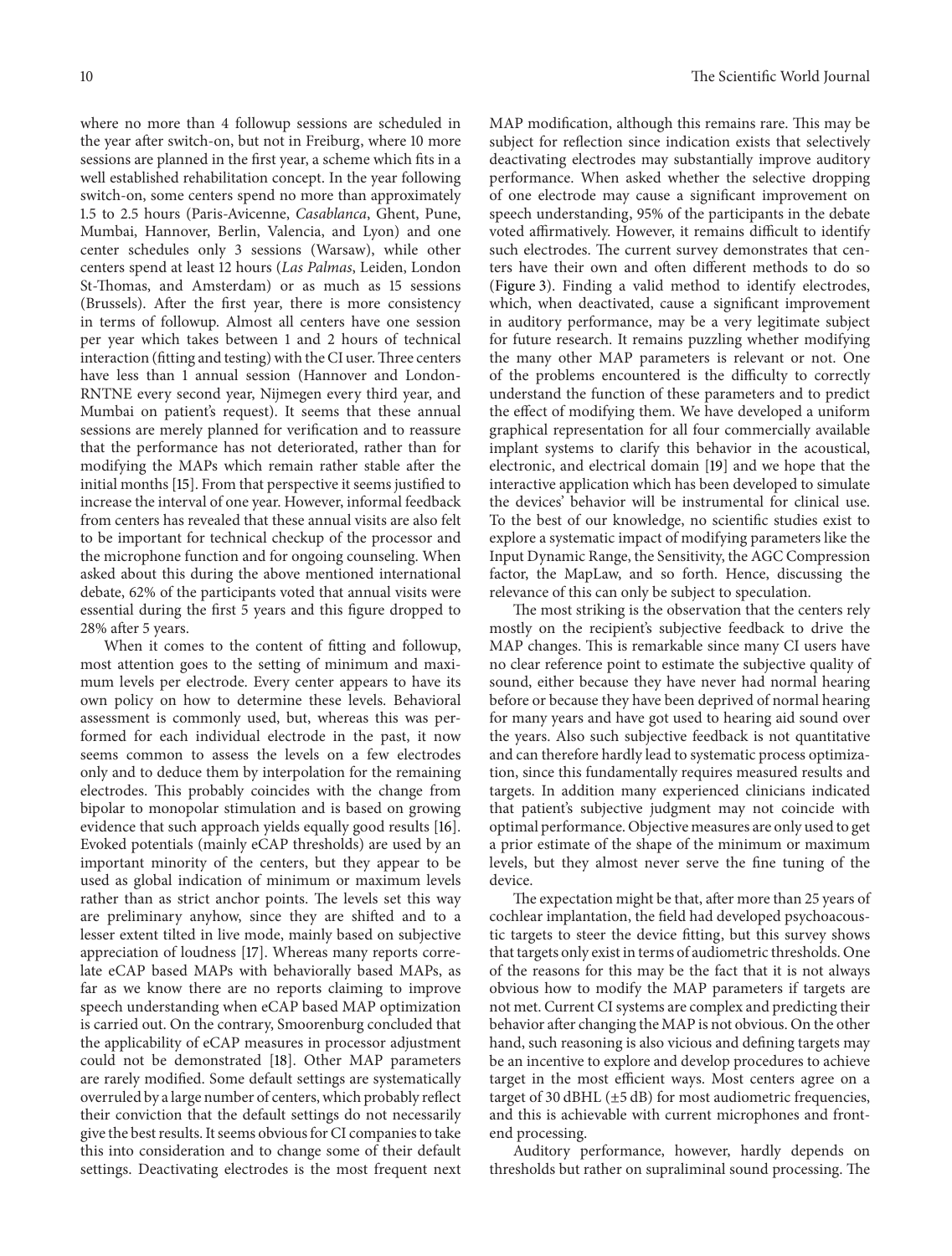where no more than 4 followup sessions are scheduled in the year after switch-on, but not in Freiburg, where 10 more sessions are planned in the first year, a scheme which fits in a well established rehabilitation concept. In the year following switch-on, some centers spend no more than approximately 1.5 to 2.5 hours (Paris-Avicenne, *Casablanca*, Ghent, Pune, Mumbai, Hannover, Berlin, Valencia, and Lyon) and one center schedules only 3 sessions (Warsaw), while other centers spend at least 12 hours (*Las Palmas*, Leiden, London St-Thomas, and Amsterdam) or as much as 15 sessions (Brussels). After the first year, there is more consistency in terms of followup. Almost all centers have one session per year which takes between 1 and 2 hours of technical interaction (fitting and testing) with the CI user. Three centers have less than 1 annual session (Hannover and London-RNTNE every second year, Nijmegen every third year, and Mumbai on patient's request). It seems that these annual sessions are merely planned for verification and to reassure that the performance has not deteriorated, rather than for modifying the MAPs which remain rather stable after the initial months [15]. From that perspective it seems justified to increase the interval of one year. However, informal feedback from centers has revealed that these annual visits are also felt to be important for technical checkup of the processor and the microphone function and for ongoing counseling. When asked about this during the above mentioned international debate, 62% of the participants voted that annual visits were essential during the first 5 years and this figure dropped to 28% after 5 years.

When it comes to the content of fitting and followup, most attention goes to the setting of minimum and maximum levels per electrode. Every center appears to have its own policy on how to determine these levels. Behavioral assessment is commonly used, but, whereas this was performed for each individual electrode in the past, it now seems common to assess the levels on a few electrodes only and to deduce them by interpolation for the remaining electrodes. This probably coincides with the change from bipolar to monopolar stimulation and is based on growing evidence that such approach yields equally good results [16]. Evoked potentials (mainly eCAP thresholds) are used by an important minority of the centers, but they appear to be used as global indication of minimum or maximum levels rather than as strict anchor points. The levels set this way are preliminary anyhow, since they are shifted and to a lesser extent tilted in live mode, mainly based on subjective appreciation of loudness [17]. Whereas many reports correlate eCAP based MAPs with behaviorally based MAPs, as far as we know there are no reports claiming to improve speech understanding when eCAP based MAP optimization is carried out. On the contrary, Smoorenburg concluded that the applicability of eCAP measures in processor adjustment could not be demonstrated [18]. Other MAP parameters are rarely modified. Some default settings are systematically overruled by a large number of centers, which probably reflect their conviction that the default settings do not necessarily give the best results. It seems obvious for CI companies to take this into consideration and to change some of their default settings. Deactivating electrodes is the most frequent next MAP modification, although this remains rare. This may be subject for reflection since indication exists that selectively deactivating electrodes may substantially improve auditory performance. When asked whether the selective dropping of one electrode may cause a significant improvement on speech understanding, 95% of the participants in the debate voted affirmatively. However, it remains difficult to identify such electrodes. The current survey demonstrates that centers have their own and often different methods to do so (Figure 3). Finding a valid method to identify electrodes, which, when deactivated, cause a significant improvement in auditory performance, may be a very legitimate subject for future research. It remains puzzling whether modifying the many other MAP parameters is relevant or not. One of the problems encountered is the difficulty to correctly understand the function of these parameters and to predict the effect of modifying them. We have developed a uniform graphical representation for all four commercially available implant systems to clarify this behavior in the acoustical, electronic, and electrical domain [19] and we hope that the interactive application which has been developed to simulate the devices' behavior will be instrumental for clinical use. To the best of our knowledge, no scientific studies exist to explore a systematic impact of modifying parameters like the Input Dynamic Range, the Sensitivity, the AGC Compression factor, the MapLaw, and so forth. Hence, discussing the relevance of this can only be subject to speculation.

The most striking is the observation that the centers rely mostly on the recipient's subjective feedback to drive the MAP changes. This is remarkable since many CI users have no clear reference point to estimate the subjective quality of sound, either because they have never had normal hearing before or because they have been deprived of normal hearing for many years and have got used to hearing aid sound over the years. Also such subjective feedback is not quantitative and can therefore hardly lead to systematic process optimization, since this fundamentally requires measured results and targets. In addition many experienced clinicians indicated that patient's subjective judgment may not coincide with optimal performance. Objective measures are only used to get a prior estimate of the shape of the minimum or maximum levels, but they almost never serve the fine tuning of the device.

The expectation might be that, after more than 25 years of cochlear implantation, the field had developed psychoacoustic targets to steer the device fitting, but this survey shows that targets only exist in terms of audiometric thresholds. One of the reasons for this may be the fact that it is not always obvious how to modify the MAP parameters if targets are not met. Current CI systems are complex and predicting their behavior after changing the MAP is not obvious. On the other hand, such reasoning is also vicious and defining targets may be an incentive to explore and develop procedures to achieve target in the most efficient ways. Most centers agree on a target of 30 dBHL (±5 dB) for most audiometric frequencies, and this is achievable with current microphones and front-end processing.

Auditory performance, however, hardly depends on thresholds but rather on supraliminal sound processing. The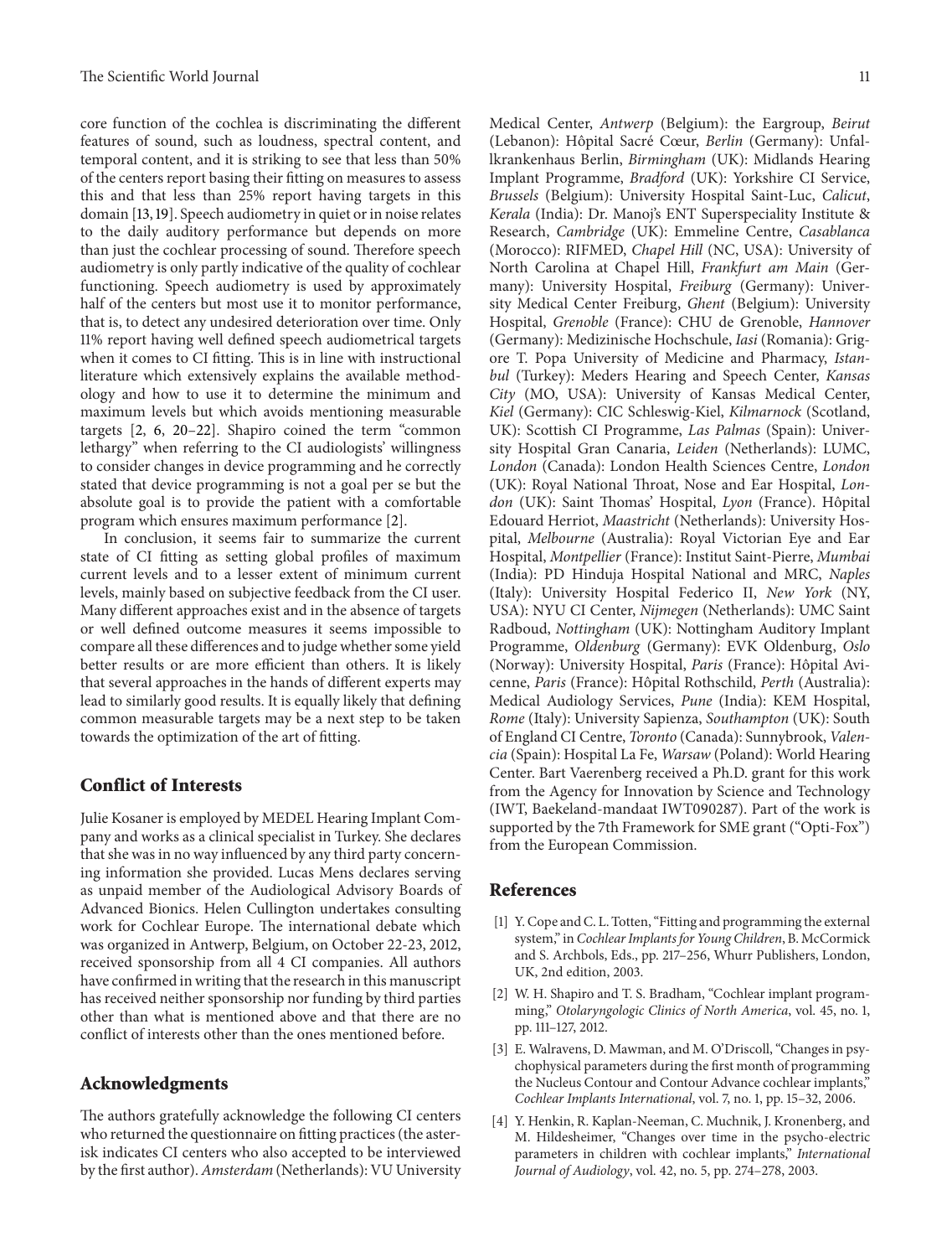core function of the cochlea is discriminating the different features of sound, such as loudness, spectral content, and temporal content, and it is striking to see that less than 50% of the centers report basing their fitting on measures to assess this and that less than 25% report having targets in this domain [13, 19]. Speech audiometry in quiet or in noise relates to the daily auditory performance but depends on more than just the cochlear processing of sound. Therefore speech audiometry is only partly indicative of the quality of cochlear functioning. Speech audiometry is used by approximately half of the centers but most use it to monitor performance, that is, to detect any undesired deterioration over time. Only 11% report having well defined speech audiometrical targets when it comes to CI fitting. This is in line with instructional literature which extensively explains the available methodology and how to use it to determine the minimum and maximum levels but which avoids mentioning measurable targets [2, 6, 20–22]. Shapiro coined the term "common lethargy" when referring to the CI audiologists' willingness to consider changes in device programming and he correctly stated that device programming is not a goal per se but the absolute goal is to provide the patient with a comfortable program which ensures maximum performance [2].

In conclusion, it seems fair to summarize the current state of CI fitting as setting global profiles of maximum current levels and to a lesser extent of minimum current levels, mainly based on subjective feedback from the CI user. Many different approaches exist and in the absence of targets or well defined outcome measures it seems impossible to compare all these differences and to judge whether some yield better results or are more efficient than others. It is likely that several approaches in the hands of different experts may lead to similarly good results. It is equally likely that defining common measurable targets may be a next step to be taken towards the optimization of the art of fitting.

## Conflict of Interests

Julie Kosaner is employed by MEDEL Hearing Implant Company and works as a clinical specialist in Turkey. She declares that she was in no way influenced by any third party concerning information she provided. Lucas Mens declares serving as unpaid member of the Audiological Advisory Boards of Advanced Bionics. Helen Cullington undertakes consulting work for Cochlear Europe. The international debate which was organized in Antwerp, Belgium, on October 22-23, 2012, received sponsorship from all 4 CI companies. All authors have confirmed in writing that the research in this manuscript has received neither sponsorship nor funding by third parties other than what is mentioned above and that there are no conflict of interests other than the ones mentioned before.

## Acknowledgments

The authors gratefully acknowledge the following CI centers who returned the questionnaire on fitting practices (the asterisk indicates CI centers who also accepted to be interviewed by the first author). *Amsterdam* (Netherlands): VU University Medical Center, *Antwerp* (Belgium): the Eargroup, *Beirut* (Lebanon): Hôpital Sacré Cœur, *Berlin* (Germany): Unfallkrankenhaus Berlin, *Birmingham* (UK): Midlands Hearing Implant Programme, *Bradford* (UK): Yorkshire CI Service, *Brussels* (Belgium): University Hospital Saint-Luc, *Calicut*, *Kerala* (India): Dr. Manoj's ENT Superspeciality Institute & Research, *Cambridge* (UK): Emmeline Centre, *Casablanca* (Morocco): RIFMED, *Chapel Hill* (NC, USA): University of North Carolina at Chapel Hill, *Frankfurt am Main* (Germany): University Hospital, *Freiburg* (Germany): University Medical Center Freiburg, *Ghent* (Belgium): University Hospital, *Grenoble* (France): CHU de Grenoble, *Hannover* (Germany): Medizinische Hochschule, *Iasi* (Romania): Grigore T. Popa University of Medicine and Pharmacy, *Istanbul* (Turkey): Meders Hearing and Speech Center, *Kansas City* (MO, USA): University of Kansas Medical Center, *Kiel* (Germany): CIC Schleswig-Kiel, *Kilmarnock* (Scotland, UK): Scottish CI Programme, *Las Palmas* (Spain): University Hospital Gran Canaria, *Leiden* (Netherlands): LUMC, *London* (Canada): London Health Sciences Centre, *London* (UK): Royal National Throat, Nose and Ear Hospital, *London* (UK): Saint Thomas' Hospital, *Lyon* (France). Hôpital Edouard Herriot, *Maastricht* (Netherlands): University Hospital, *Melbourne* (Australia): Royal Victorian Eye and Ear Hospital, *Montpellier* (France): Institut Saint-Pierre, *Mumbai* (India): PD Hinduja Hospital National and MRC, *Naples* (Italy): University Hospital Federico II, *New York* (NY, USA): NYU CI Center, *Nijmegen* (Netherlands): UMC Saint Radboud, *Nottingham* (UK): Nottingham Auditory Implant Programme, *Oldenburg* (Germany): EVK Oldenburg, *Oslo* (Norway): University Hospital, *Paris* (France): Hôpital Avicenne, *Paris* (France): Hôpital Rothschild, *Perth* (Australia): Medical Audiology Services, *Pune* (India): KEM Hospital, *Rome* (Italy): University Sapienza, *Southampton* (UK): South of England CI Centre, *Toronto* (Canada): Sunnybrook, *Valencia* (Spain): Hospital La Fe, *Warsaw* (Poland): World Hearing Center. Bart Vaerenberg received a Ph.D. grant for this work from the Agency for Innovation by Science and Technology (IWT, Baekeland-mandaat IWT090287). Part of the work is supported by the 7th Framework for SME grant ("Opti-Fox") from the European Commission.

## References

[1] Y. Cope and C. L. Totten, "Fitting and programming the external system," in *Cochlear Implants for Young Children*, B. McCormick and S. Archbols, Eds., pp. 217–256, Whurr Publishers, London, UK, 2nd edition, 2003.

[2] W. H. Shapiro and T. S. Bradham, "Cochlear implant programming," *Otolaryngologic Clinics of North America*, vol. 45, no. 1, pp. 111–127, 2012.

[3] E. Walravens, D. Mawman, and M. O'Driscoll, "Changes in psychophysical parameters during the first month of programming the Nucleus Contour and Contour Advance cochlear implants," *Cochlear Implants International*, vol. 7, no. 1, pp. 15–32, 2006.

[4] Y. Henkin, R. Kaplan-Neeman, C. Muchnik, J. Kronenberg, and M. Hildesheimer, "Changes over time in the psycho-electric parameters in children with cochlear implants," *International Journal of Audiology*, vol. 42, no. 5, pp. 274–278, 2003.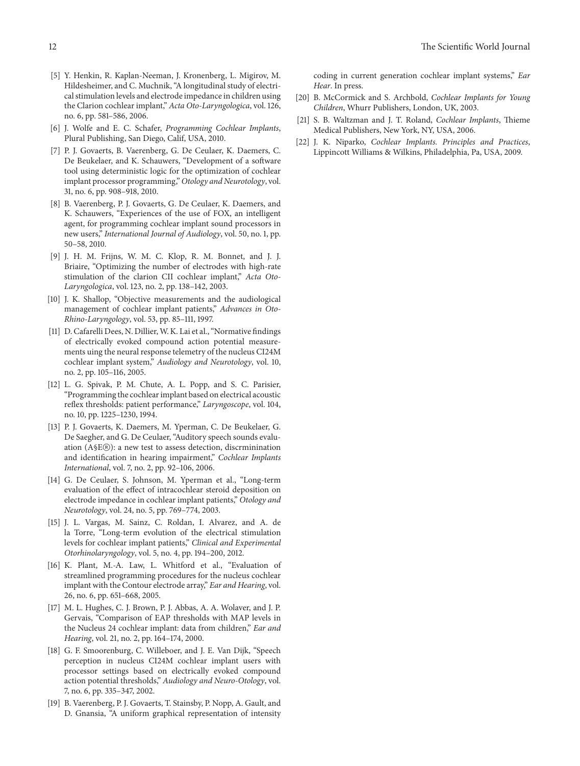[5] Y. Henkin, R. Kaplan-Neeman, J. Kronenberg, L. Migirov, M. Hildesheimer, and C. Muchnik, "A longitudinal study of electrical stimulation levels and electrode impedance in children using the Clarion cochlear implant," *Acta Oto-Laryngologica*, vol. 126, no. 6, pp. 581–586, 2006.

[6] J. Wolfe and E. C. Schafer, *Programming Cochlear Implants*, Plural Publishing, San Diego, Calif, USA, 2010.

[7] P. J. Govaerts, B. Vaerenberg, G. De Ceulaer, K. Daemers, C. De Beukelaer, and K. Schauwers, "Development of a software tool using deterministic logic for the optimization of cochlear implant processor programming," *Otology and Neurotology*, vol. 31, no. 6, pp. 908–918, 2010.

[8] B. Vaerenberg, P. J. Govaerts, G. De Ceulaer, K. Daemers, and K. Schauwers, "Experiences of the use of FOX, an intelligent agent, for programming cochlear implant sound processors in new users," *International Journal of Audiology*, vol. 50, no. 1, pp. 50–58, 2010.

[9] J. H. M. Frijns, W. M. C. Klop, R. M. Bonnet, and J. J. Briaire, "Optimizing the number of electrodes with high-rate stimulation of the clarion CII cochlear implant," *Acta Oto-Laryngologica*, vol. 123, no. 2, pp. 138–142, 2003.

[10] J. K. Shallop, "Objective measurements and the audiological management of cochlear implant patients," *Advances in Oto-Rhino-Laryngology*, vol. 53, pp. 85–111, 1997.

[11] D. Cafarelli Dees, N. Dillier, W. K. Lai et al., "Normative findings of electrically evoked compound action potential measurements uing the neural response telemetry of the nucleus CI24M cochlear implant system," *Audiology and Neurotology*, vol. 10, no. 2, pp. 105–116, 2005.

[12] L. G. Spivak, P. M. Chute, A. L. Popp, and S. C. Parisier, "Programming the cochlear implant based on electrical acoustic reflex thresholds: patient performance," *Laryngoscope*, vol. 104, no. 10, pp. 1225–1230, 1994.

[13] P. J. Govaerts, K. Daemers, M. Yperman, C. De Beukelaer, G. De Saegher, and G. De Ceulaer, "Auditory speech sounds evaluation (A§E®): a new test to assess detection, discrminination and identification in hearing impairment," *Cochlear Implants International*, vol. 7, no. 2, pp. 92–106, 2006.

[14] G. De Ceulaer, S. Johnson, M. Yperman et al., "Long-term evaluation of the effect of intracochlear steroid deposition on electrode impedance in cochlear implant patients," *Otology and Neurotology*, vol. 24, no. 5, pp. 769–774, 2003.

[15] J. L. Vargas, M. Sainz, C. Roldan, I. Alvarez, and A. de la Torre, "Long-term evolution of the electrical stimulation levels for cochlear implant patients," *Clinical and Experimental Otorhinolaryngology*, vol. 5, no. 4, pp. 194–200, 2012.

[16] K. Plant, M.-A. Law, L. Whitford et al., "Evaluation of streamlined programming procedures for the nucleus cochlear implant with the Contour electrode array," *Ear and Hearing*, vol. 26, no. 6, pp. 651–668, 2005.

[17] M. L. Hughes, C. J. Brown, P. J. Abbas, A. A. Wolaver, and J. P. Gervais, "Comparison of EAP thresholds with MAP levels in the Nucleus 24 cochlear implant: data from children," *Ear and Hearing*, vol. 21, no. 2, pp. 164–174, 2000.

[18] G. F. Smoorenburg, C. Willeboer, and J. E. Van Dijk, "Speech perception in nucleus CI24M cochlear implant users with processor settings based on electrically evoked compound action potential thresholds," *Audiology and Neuro-Otology*, vol. 7, no. 6, pp. 335–347, 2002.

[19] B. Vaerenberg, P. J. Govaerts, T. Stainsby, P. Nopp, A. Gault, and D. Gnansia, "A uniform graphical representation of intensity coding in current generation cochlear implant systems," *Ear Hear*. In press.

[20] B. McCormick and S. Archbold, *Cochlear Implants for Young Children*, Whurr Publishers, London, UK, 2003.

[21] S. B. Waltzman and J. T. Roland, *Cochlear Implants*, Thieme Medical Publishers, New York, NY, USA, 2006.

[22] J. K. Niparko, *Cochlear Implants. Principles and Practices*, Lippincott Williams & Wilkins, Philadelphia, Pa, USA, 2009.